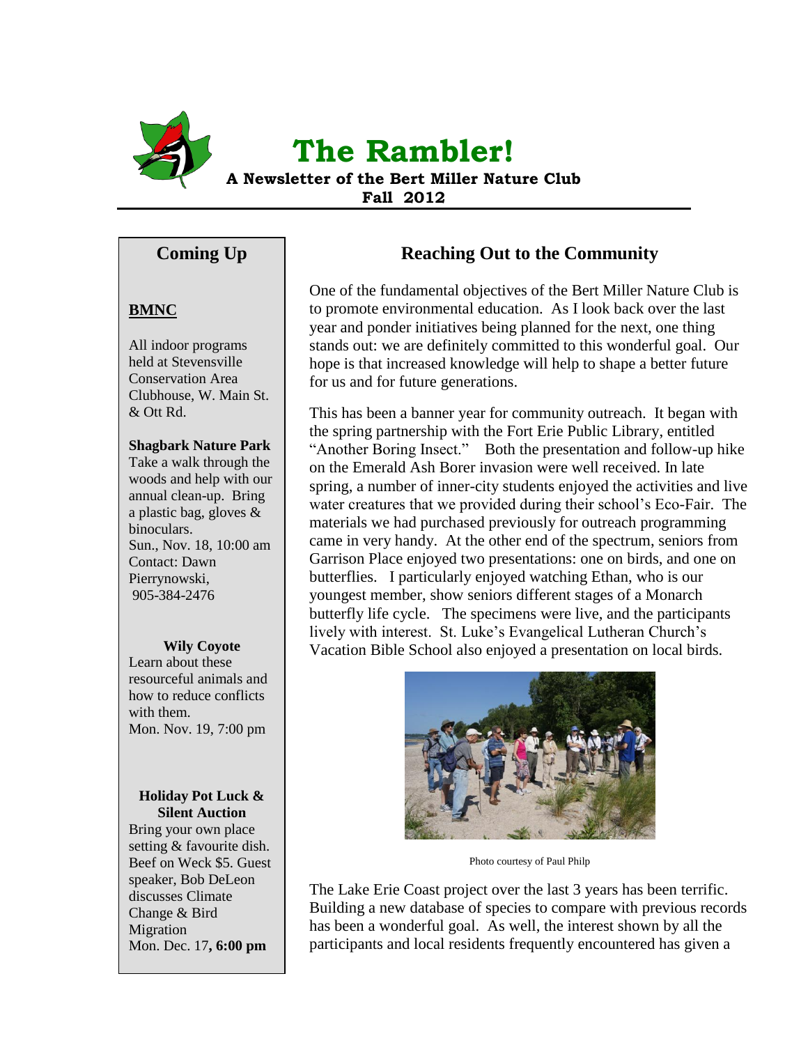# The Rambler!

**A Newsletter of the Bert Miller Nature Club**

**Fall 2012**

## Coming Up

**BMNC**

All indoor programs held at Stevensville Conservation Area Clubhouse, W. Main St. & Ott Rd.

**Shagbark Nature Park**
Take a walk through the woods and help with our annual clean-up. Bring a plastic bag, gloves & binoculars.
Sun., Nov. 18, 10:00 am
Contact: Dawn Pierrynowski, 905-384-2476

**Wily Coyote**
Learn about these resourceful animals and how to reduce conflicts with them.
Mon. Nov. 19, 7:00 pm

**Holiday Pot Luck & Silent Auction**
Bring your own place setting & favourite dish. Beef on Weck $5. Guest speaker, Bob DeLeon discusses Climate Change & Bird Migration
Mon. Dec. 17**, 6:00 pm**

## Reaching Out to the Community

One of the fundamental objectives of the Bert Miller Nature Club is to promote environmental education. As I look back over the last year and ponder initiatives being planned for the next, one thing stands out: we are definitely committed to this wonderful goal. Our hope is that increased knowledge will help to shape a better future for us and for future generations.

This has been a banner year for community outreach. It began with the spring partnership with the Fort Erie Public Library, entitled "Another Boring Insect." Both the presentation and follow-up hike on the Emerald Ash Borer invasion were well received. In late spring, a number of inner-city students enjoyed the activities and live water creatures that we provided during their school's Eco-Fair. The materials we had purchased previously for outreach programming came in very handy. At the other end of the spectrum, seniors from Garrison Place enjoyed two presentations: one on birds, and one on butterflies. I particularly enjoyed watching Ethan, who is our youngest member, show seniors different stages of a Monarch butterfly life cycle. The specimens were live, and the participants lively with interest. St. Luke's Evangelical Lutheran Church's Vacation Bible School also enjoyed a presentation on local birds.

Photo courtesy of Paul Philp

The Lake Erie Coast project over the last 3 years has been terrific. Building a new database of species to compare with previous records has been a wonderful goal. As well, the interest shown by all the participants and local residents frequently encountered has given a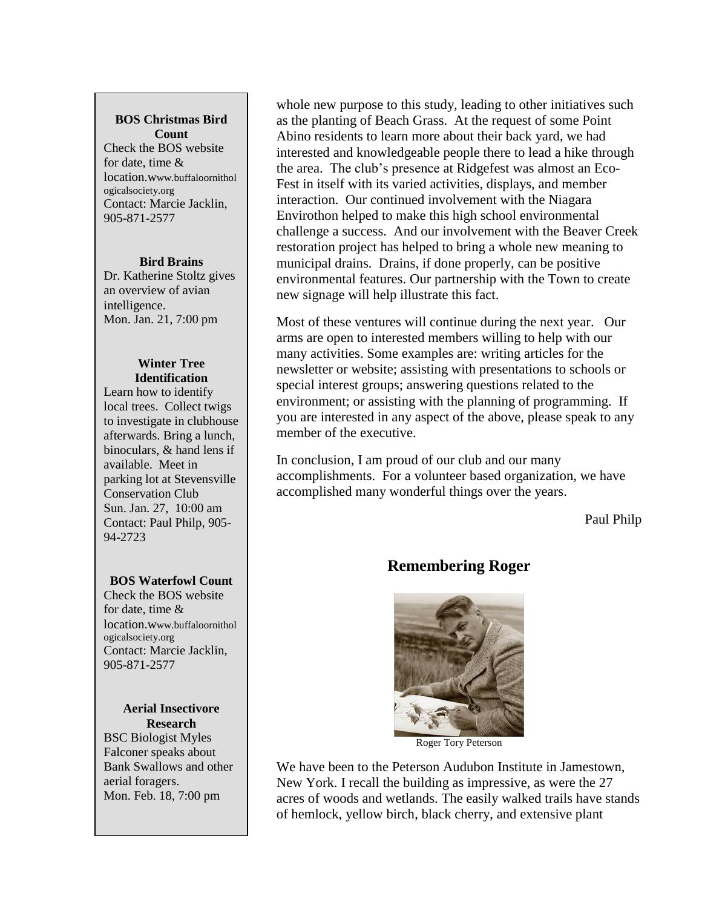**BOS Christmas Bird Count**

Check the BOS website for date, time & location.www.buffaloornithologicalsociety.org
Contact: Marcie Jacklin, 905-871-2577

**Bird Brains**

Dr. Katherine Stoltz gives an overview of avian intelligence.
Mon. Jan. 21, 7:00 pm

**Winter Tree Identification**

Learn how to identify local trees. Collect twigs to investigate in clubhouse afterwards. Bring a lunch, binoculars, & hand lens if available. Meet in parking lot at Stevensville Conservation Club
Sun. Jan. 27, 10:00 am
Contact: Paul Philp, 905-94-2723

**BOS Waterfowl Count**

Check the BOS website for date, time & location.www.buffaloornithologicalsociety.org
Contact: Marcie Jacklin, 905-871-2577

**Aerial Insectivore Research**

BSC Biologist Myles Falconer speaks about Bank Swallows and other aerial foragers.
Mon. Feb. 18, 7:00 pm

whole new purpose to this study, leading to other initiatives such as the planting of Beach Grass. At the request of some Point Abino residents to learn more about their back yard, we had interested and knowledgeable people there to lead a hike through the area. The club's presence at Ridgefest was almost an Eco-Fest in itself with its varied activities, displays, and member interaction. Our continued involvement with the Niagara Envirothon helped to make this high school environmental challenge a success. And our involvement with the Beaver Creek restoration project has helped to bring a whole new meaning to municipal drains. Drains, if done properly, can be positive environmental features. Our partnership with the Town to create new signage will help illustrate this fact.

Most of these ventures will continue during the next year. Our arms are open to interested members willing to help with our many activities. Some examples are: writing articles for the newsletter or website; assisting with presentations to schools or special interest groups; answering questions related to the environment; or assisting with the planning of programming. If you are interested in any aspect of the above, please speak to any member of the executive.

In conclusion, I am proud of our club and our many accomplishments. For a volunteer based organization, we have accomplished many wonderful things over the years.

Paul Philp

## Remembering Roger

Roger Tory Peterson

We have been to the Peterson Audubon Institute in Jamestown, New York. I recall the building as impressive, as were the 27 acres of woods and wetlands. The easily walked trails have stands of hemlock, yellow birch, black cherry, and extensive plant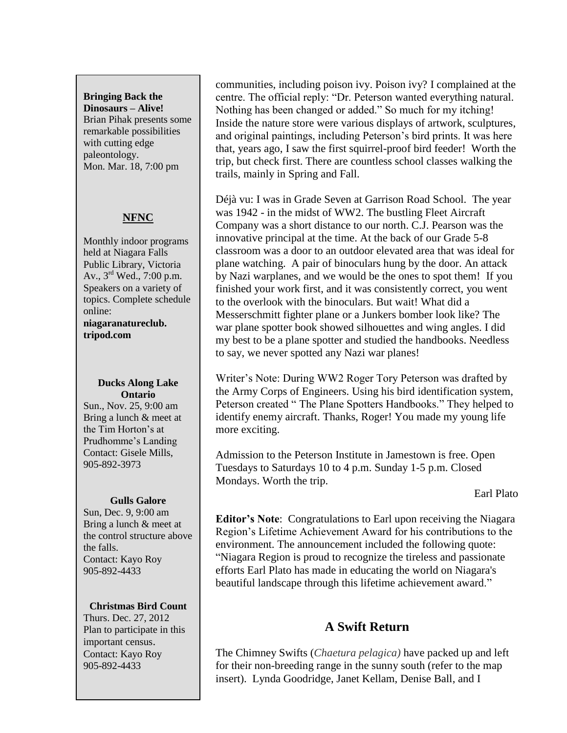**Bringing Back the Dinosaurs – Alive!**
Brian Pihak presents some remarkable possibilities with cutting edge paleontology.
Mon. Mar. 18, 7:00 pm

**NFNC**

Monthly indoor programs held at Niagara Falls Public Library, Victoria Av., 3rd Wed., 7:00 p.m. Speakers on a variety of topics. Complete schedule online:
**niagaranatureclub.tripod.com**

**Ducks Along Lake Ontario**
Sun., Nov. 25, 9:00 am
Bring a lunch & meet at the Tim Horton's at Prudhomme's Landing
Contact: Gisele Mills, 905-892-3973

**Gulls Galore**
Sun, Dec. 9, 9:00 am
Bring a lunch & meet at the control structure above the falls.
Contact: Kayo Roy
905-892-4433

**Christmas Bird Count**
Thurs. Dec. 27, 2012
Plan to participate in this important census.
Contact: Kayo Roy
905-892-4433

communities, including poison ivy. Poison ivy? I complained at the centre. The official reply: "Dr. Peterson wanted everything natural. Nothing has been changed or added." So much for my itching! Inside the nature store were various displays of artwork, sculptures, and original paintings, including Peterson's bird prints. It was here that, years ago, I saw the first squirrel-proof bird feeder! Worth the trip, but check first. There are countless school classes walking the trails, mainly in Spring and Fall.

Déjà vu: I was in Grade Seven at Garrison Road School. The year was 1942 - in the midst of WW2. The bustling Fleet Aircraft Company was a short distance to our north. C.J. Pearson was the innovative principal at the time. At the back of our Grade 5-8 classroom was a door to an outdoor elevated area that was ideal for plane watching. A pair of binoculars hung by the door. An attack by Nazi warplanes, and we would be the ones to spot them! If you finished your work first, and it was consistently correct, you went to the overlook with the binoculars. But wait! What did a Messerschmitt fighter plane or a Junkers bomber look like? The war plane spotter book showed silhouettes and wing angles. I did my best to be a plane spotter and studied the handbooks. Needless to say, we never spotted any Nazi war planes!

Writer's Note: During WW2 Roger Tory Peterson was drafted by the Army Corps of Engineers. Using his bird identification system, Peterson created " The Plane Spotters Handbooks." They helped to identify enemy aircraft. Thanks, Roger! You made my young life more exciting.

Admission to the Peterson Institute in Jamestown is free. Open Tuesdays to Saturdays 10 to 4 p.m. Sunday 1-5 p.m. Closed Mondays. Worth the trip.

Earl Plato

**Editor's Note**: Congratulations to Earl upon receiving the Niagara Region's Lifetime Achievement Award for his contributions to the environment. The announcement included the following quote: "Niagara Region is proud to recognize the tireless and passionate efforts Earl Plato has made in educating the world on Niagara's beautiful landscape through this lifetime achievement award."

## A Swift Return

The Chimney Swifts (*Chaetura pelagica)* have packed up and left for their non-breeding range in the sunny south (refer to the map insert). Lynda Goodridge, Janet Kellam, Denise Ball, and I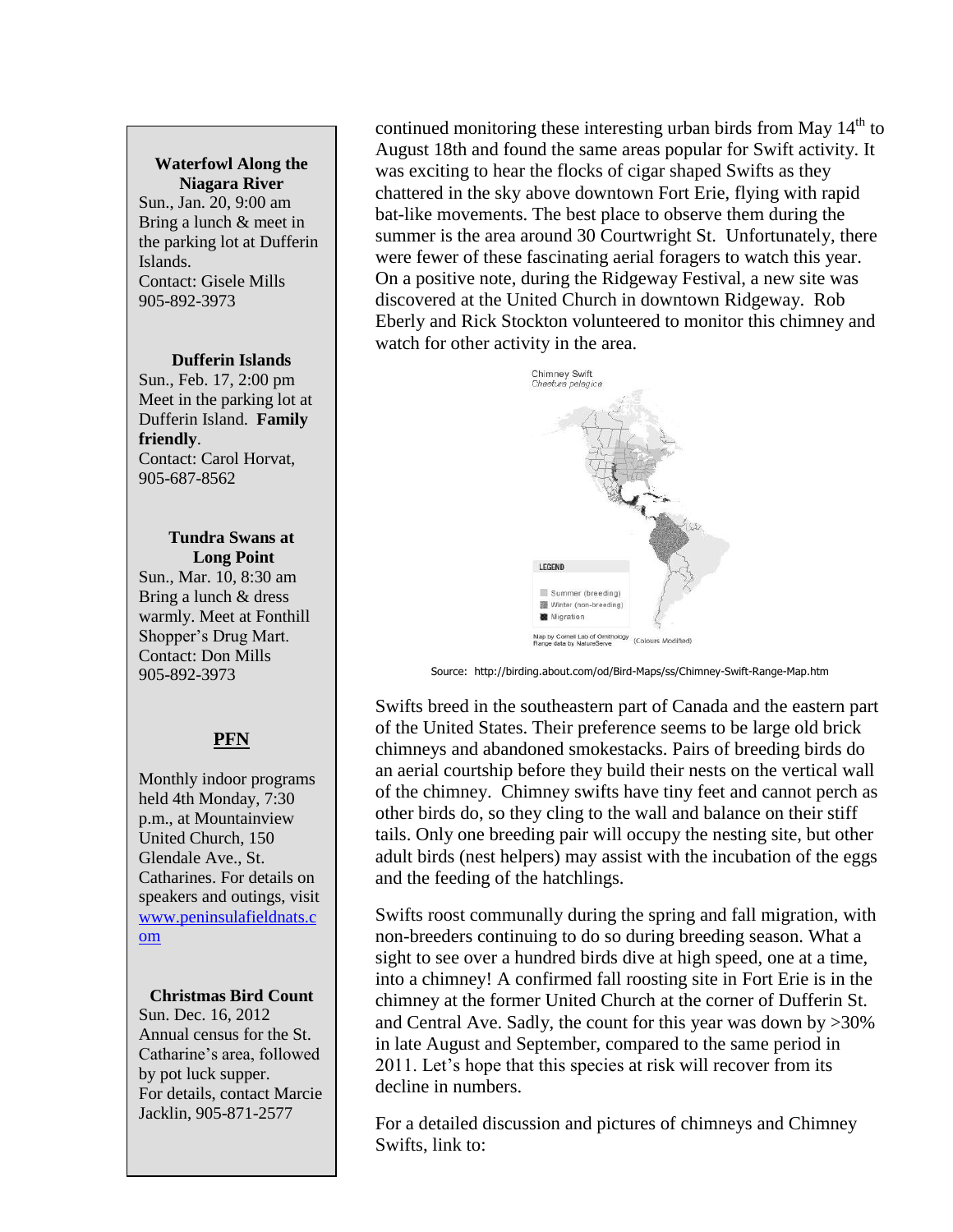**Waterfowl Along the Niagara River**
Sun., Jan. 20, 9:00 am
Bring a lunch & meet in the parking lot at Dufferin Islands.
Contact: Gisele Mills
905-892-3973

**Dufferin Islands**
Sun., Feb. 17, 2:00 pm
Meet in the parking lot at Dufferin Island. **Family friendly**.
Contact: Carol Horvat,
905-687-8562

**Tundra Swans at Long Point**
Sun., Mar. 10, 8:30 am
Bring a lunch & dress warmly. Meet at Fonthill Shopper's Drug Mart.
Contact: Don Mills
905-892-3973

**PFN**

Monthly indoor programs held 4th Monday, 7:30 p.m., at Mountainview United Church, 150 Glendale Ave., St. Catharines. For details on speakers and outings, visit www.peninsulafieldnats.com

**Christmas Bird Count**
Sun. Dec. 16, 2012
Annual census for the St. Catharine's area, followed by pot luck supper.
For details, contact Marcie Jacklin, 905-871-2577

continued monitoring these interesting urban birds from May 14th to August 18th and found the same areas popular for Swift activity. It was exciting to hear the flocks of cigar shaped Swifts as they chattered in the sky above downtown Fort Erie, flying with rapid bat-like movements. The best place to observe them during the summer is the area around 30 Courtwright St. Unfortunately, there were fewer of these fascinating aerial foragers to watch this year. On a positive note, during the Ridgeway Festival, a new site was discovered at the United Church in downtown Ridgeway. Rob Eberly and Rick Stockton volunteered to monitor this chimney and watch for other activity in the area.

Chimney Swift
*Chaetura pelagica*

LEGEND
Summer (breeding)
Winter (non-breeding)
Migration

Map by Cornell Lab of Ornithology
Range data by NatureServe (Colours Modified)

Source: http://birding.about.com/od/Bird-Maps/ss/Chimney-Swift-Range-Map.htm

Swifts breed in the southeastern part of Canada and the eastern part of the United States. Their preference seems to be large old brick chimneys and abandoned smokestacks. Pairs of breeding birds do an aerial courtship before they build their nests on the vertical wall of the chimney. Chimney swifts have tiny feet and cannot perch as other birds do, so they cling to the wall and balance on their stiff tails. Only one breeding pair will occupy the nesting site, but other adult birds (nest helpers) may assist with the incubation of the eggs and the feeding of the hatchlings.

Swifts roost communally during the spring and fall migration, with non-breeders continuing to do so during breeding season. What a sight to see over a hundred birds dive at high speed, one at a time, into a chimney! A confirmed fall roosting site in Fort Erie is in the chimney at the former United Church at the corner of Dufferin St. and Central Ave. Sadly, the count for this year was down by >30% in late August and September, compared to the same period in 2011. Let's hope that this species at risk will recover from its decline in numbers.

For a detailed discussion and pictures of chimneys and Chimney Swifts, link to: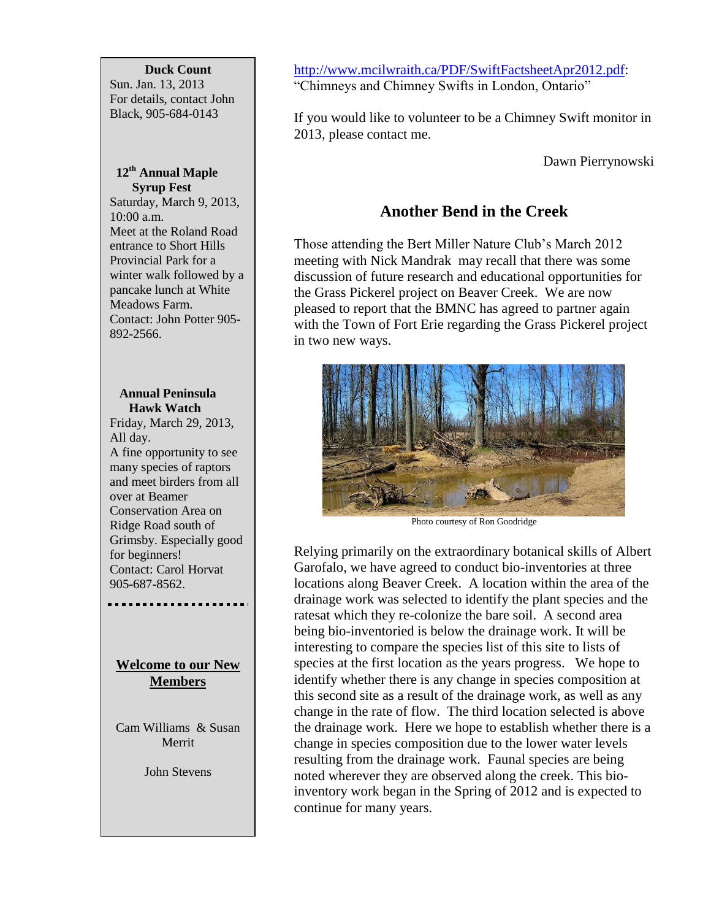**Duck Count**
Sun. Jan. 13, 2013
For details, contact John Black, 905-684-0143

**12th Annual Maple Syrup Fest**
Saturday, March 9, 2013, 10:00 a.m.
Meet at the Roland Road entrance to Short Hills Provincial Park for a winter walk followed by a pancake lunch at White Meadows Farm.
Contact: John Potter 905-892-2566.

**Annual Peninsula Hawk Watch**
Friday, March 29, 2013, All day.
A fine opportunity to see many species of raptors and meet birders from all over at Beamer Conservation Area on Ridge Road south of Grimsby. Especially good for beginners!
Contact: Carol Horvat 905-687-8562.

---

**Welcome to our New Members**

Cam Williams & Susan Merrit

John Stevens

---

http://www.mcilwraith.ca/PDF/SwiftFactsheetApr2012.pdf: "Chimneys and Chimney Swifts in London, Ontario"

If you would like to volunteer to be a Chimney Swift monitor in 2013, please contact me.

Dawn Pierrynowski

## Another Bend in the Creek

Those attending the Bert Miller Nature Club's March 2012 meeting with Nick Mandrak may recall that there was some discussion of future research and educational opportunities for the Grass Pickerel project on Beaver Creek. We are now pleased to report that the BMNC has agreed to partner again with the Town of Fort Erie regarding the Grass Pickerel project in two new ways.

Photo courtesy of Ron Goodridge

Relying primarily on the extraordinary botanical skills of Albert Garofalo, we have agreed to conduct bio-inventories at three locations along Beaver Creek. A location within the area of the drainage work was selected to identify the plant species and the ratesat which they re-colonize the bare soil. A second area being bio-inventoried is below the drainage work. It will be interesting to compare the species list of this site to lists of species at the first location as the years progress. We hope to identify whether there is any change in species composition at this second site as a result of the drainage work, as well as any change in the rate of flow. The third location selected is above the drainage work. Here we hope to establish whether there is a change in species composition due to the lower water levels resulting from the drainage work. Faunal species are being noted wherever they are observed along the creek. This bio-inventory work began in the Spring of 2012 and is expected to continue for many years.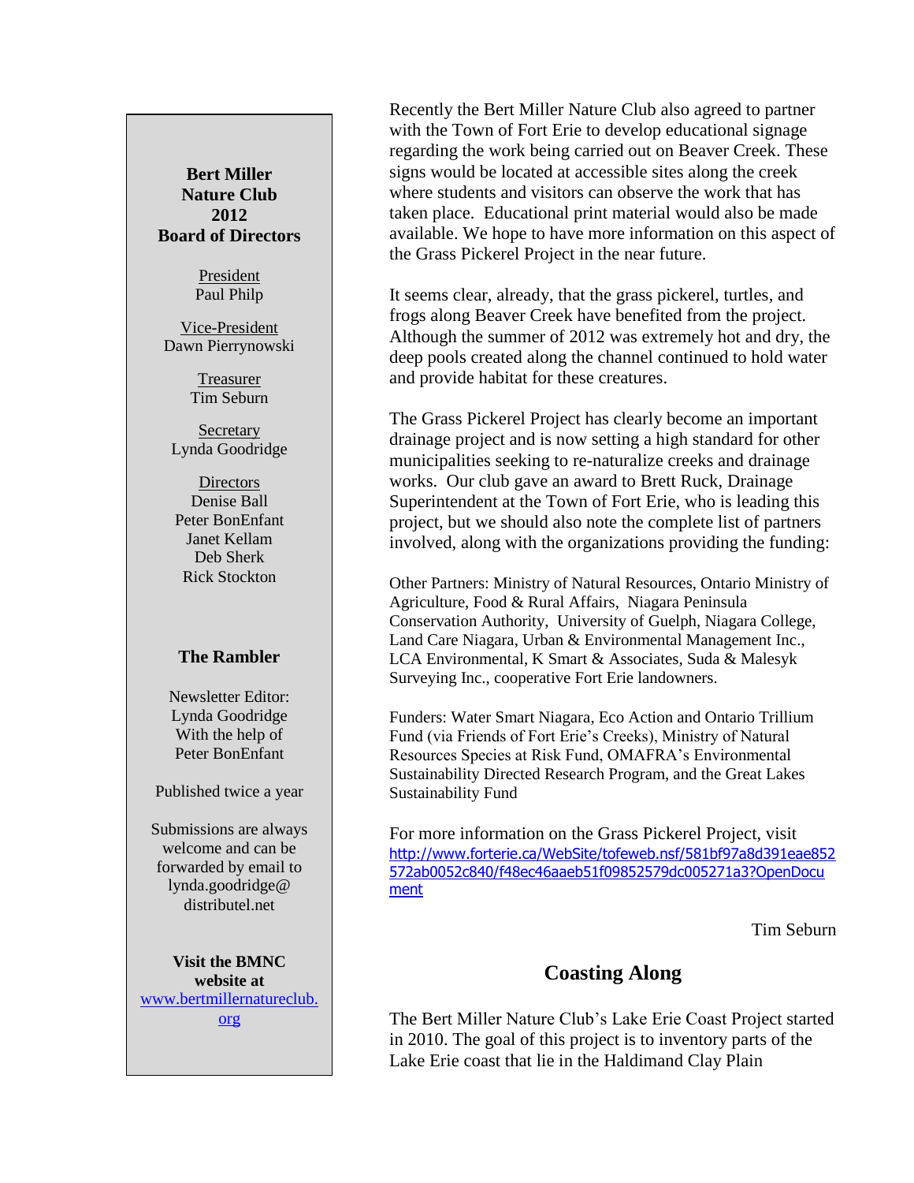Recently the Bert Miller Nature Club also agreed to partner with the Town of Fort Erie to develop educational signage regarding the work being carried out on Beaver Creek. These signs would be located at accessible sites along the creek where students and visitors can observe the work that has taken place. Educational print material would also be made available. We hope to have more information on this aspect of the Grass Pickerel Project in the near future.

It seems clear, already, that the grass pickerel, turtles, and frogs along Beaver Creek have benefited from the project. Although the summer of 2012 was extremely hot and dry, the deep pools created along the channel continued to hold water and provide habitat for these creatures.

The Grass Pickerel Project has clearly become an important drainage project and is now setting a high standard for other municipalities seeking to re-naturalize creeks and drainage works. Our club gave an award to Brett Ruck, Drainage Superintendent at the Town of Fort Erie, who is leading this project, but we should also note the complete list of partners involved, along with the organizations providing the funding:

Other Partners: Ministry of Natural Resources, Ontario Ministry of Agriculture, Food & Rural Affairs, Niagara Peninsula Conservation Authority, University of Guelph, Niagara College, Land Care Niagara, Urban & Environmental Management Inc., LCA Environmental, K Smart & Associates, Suda & Malesyk Surveying Inc., cooperative Fort Erie landowners.

Funders: Water Smart Niagara, Eco Action and Ontario Trillium Fund (via Friends of Fort Erie's Creeks), Ministry of Natural Resources Species at Risk Fund, OMAFRA's Environmental Sustainability Directed Research Program, and the Great Lakes Sustainability Fund

For more information on the Grass Pickerel Project, visit http://www.forterie.ca/WebSite/tofeweb.nsf/581bf97a8d391eae852572ab0052c840/f48ec46aaeb51f09852579dc005271a3?OpenDocument

Tim Seburn

## Coasting Along

The Bert Miller Nature Club's Lake Erie Coast Project started in 2010. The goal of this project is to inventory parts of the Lake Erie coast that lie in the Haldimand Clay Plain

---

**Bert Miller Nature Club 2012 Board of Directors**

President
Paul Philp

Vice-President
Dawn Pierrynowski

Treasurer
Tim Seburn

Secretary
Lynda Goodridge

Directors
Denise Ball
Peter BonEnfant
Janet Kellam
Deb Sherk
Rick Stockton

**The Rambler**

Newsletter Editor:
Lynda Goodridge
With the help of
Peter BonEnfant

Published twice a year

Submissions are always welcome and can be forwarded by email to lynda.goodridge@distributel.net

**Visit the BMNC website at** www.bertmillernatureclub.org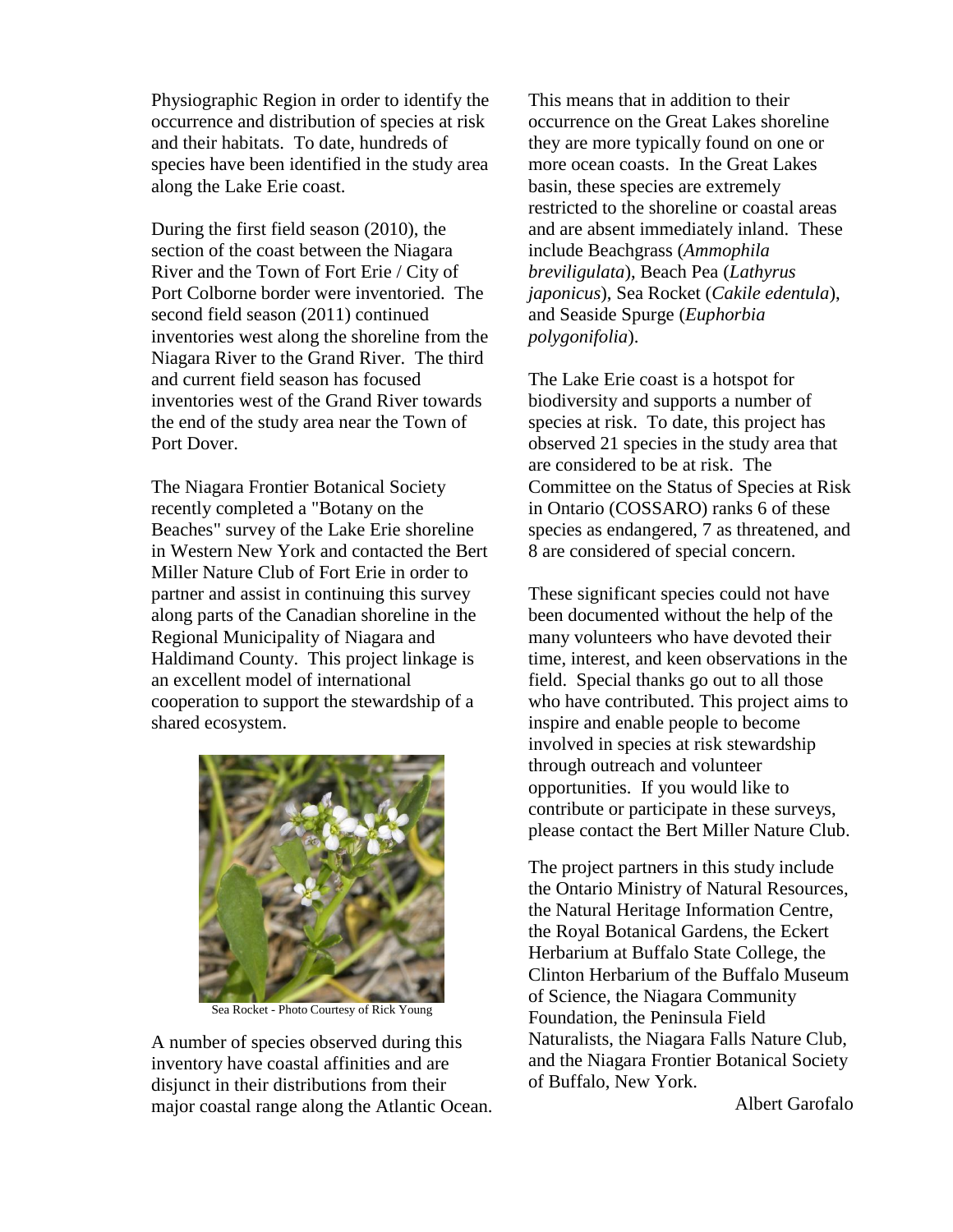Physiographic Region in order to identify the occurrence and distribution of species at risk and their habitats. To date, hundreds of species have been identified in the study area along the Lake Erie coast.

During the first field season (2010), the section of the coast between the Niagara River and the Town of Fort Erie / City of Port Colborne border were inventoried. The second field season (2011) continued inventories west along the shoreline from the Niagara River to the Grand River. The third and current field season has focused inventories west of the Grand River towards the end of the study area near the Town of Port Dover.

The Niagara Frontier Botanical Society recently completed a "Botany on the Beaches" survey of the Lake Erie shoreline in Western New York and contacted the Bert Miller Nature Club of Fort Erie in order to partner and assist in continuing this survey along parts of the Canadian shoreline in the Regional Municipality of Niagara and Haldimand County. This project linkage is an excellent model of international cooperation to support the stewardship of a shared ecosystem.

Sea Rocket - Photo Courtesy of Rick Young

A number of species observed during this inventory have coastal affinities and are disjunct in their distributions from their major coastal range along the Atlantic Ocean. This means that in addition to their occurrence on the Great Lakes shoreline they are more typically found on one or more ocean coasts. In the Great Lakes basin, these species are extremely restricted to the shoreline or coastal areas and are absent immediately inland. These include Beachgrass (*Ammophila breviligulata*), Beach Pea (*Lathyrus japonicus*), Sea Rocket (*Cakile edentula*), and Seaside Spurge (*Euphorbia polygonifolia*).

The Lake Erie coast is a hotspot for biodiversity and supports a number of species at risk. To date, this project has observed 21 species in the study area that are considered to be at risk. The Committee on the Status of Species at Risk in Ontario (COSSARO) ranks 6 of these species as endangered, 7 as threatened, and 8 are considered of special concern.

These significant species could not have been documented without the help of the many volunteers who have devoted their time, interest, and keen observations in the field. Special thanks go out to all those who have contributed. This project aims to inspire and enable people to become involved in species at risk stewardship through outreach and volunteer opportunities. If you would like to contribute or participate in these surveys, please contact the Bert Miller Nature Club.

The project partners in this study include the Ontario Ministry of Natural Resources, the Natural Heritage Information Centre, the Royal Botanical Gardens, the Eckert Herbarium at Buffalo State College, the Clinton Herbarium of the Buffalo Museum of Science, the Niagara Community Foundation, the Peninsula Field Naturalists, the Niagara Falls Nature Club, and the Niagara Frontier Botanical Society of Buffalo, New York.

Albert Garofalo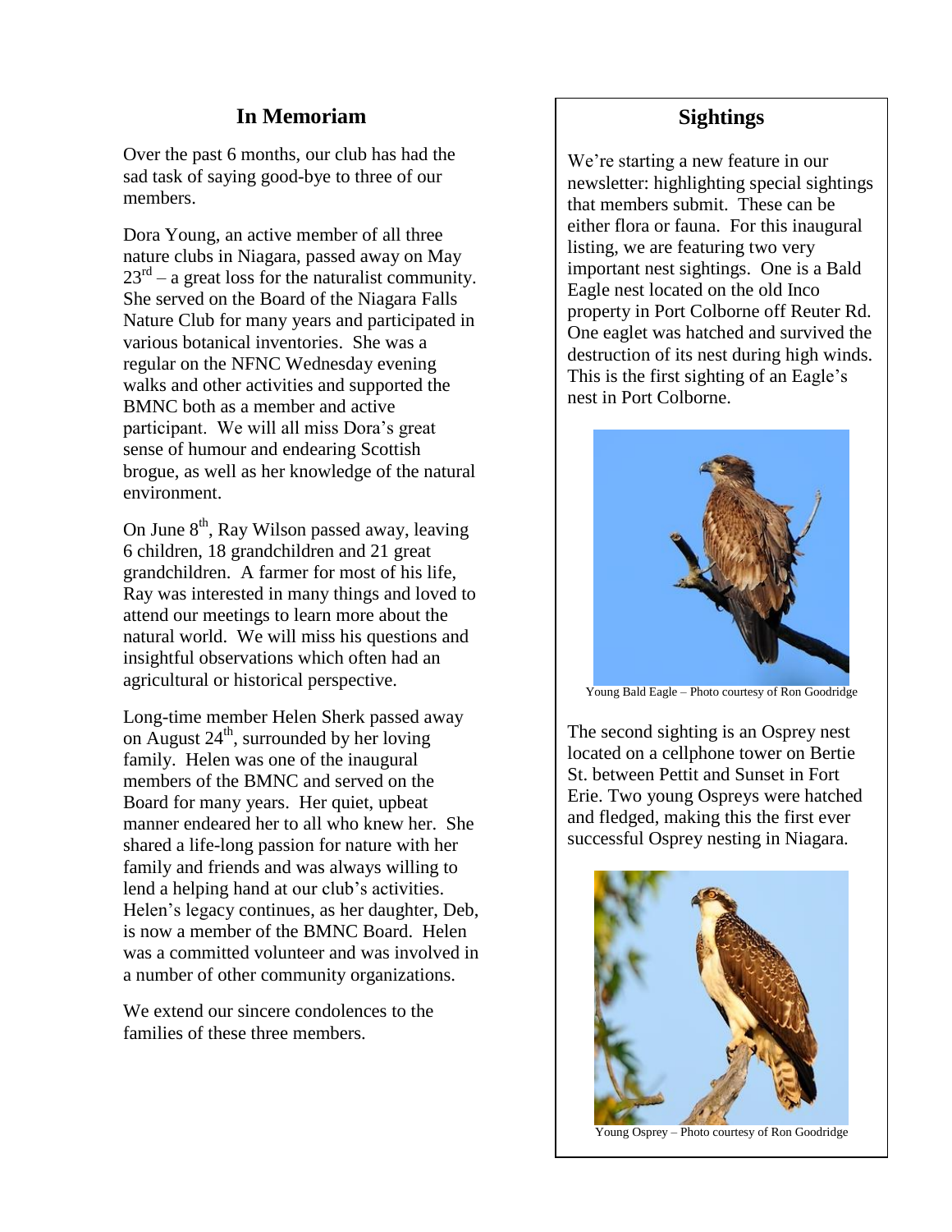## In Memoriam

Over the past 6 months, our club has had the sad task of saying good-bye to three of our members.

Dora Young, an active member of all three nature clubs in Niagara, passed away on May 23rd – a great loss for the naturalist community. She served on the Board of the Niagara Falls Nature Club for many years and participated in various botanical inventories. She was a regular on the NFNC Wednesday evening walks and other activities and supported the BMNC both as a member and active participant. We will all miss Dora's great sense of humour and endearing Scottish brogue, as well as her knowledge of the natural environment.

On June 8th, Ray Wilson passed away, leaving 6 children, 18 grandchildren and 21 great grandchildren. A farmer for most of his life, Ray was interested in many things and loved to attend our meetings to learn more about the natural world. We will miss his questions and insightful observations which often had an agricultural or historical perspective.

Long-time member Helen Sherk passed away on August 24th, surrounded by her loving family. Helen was one of the inaugural members of the BMNC and served on the Board for many years. Her quiet, upbeat manner endeared her to all who knew her. She shared a life-long passion for nature with her family and friends and was always willing to lend a helping hand at our club's activities. Helen's legacy continues, as her daughter, Deb, is now a member of the BMNC Board. Helen was a committed volunteer and was involved in a number of other community organizations.

We extend our sincere condolences to the families of these three members.

## Sightings

We're starting a new feature in our newsletter: highlighting special sightings that members submit. These can be either flora or fauna. For this inaugural listing, we are featuring two very important nest sightings. One is a Bald Eagle nest located on the old Inco property in Port Colborne off Reuter Rd. One eaglet was hatched and survived the destruction of its nest during high winds. This is the first sighting of an Eagle's nest in Port Colborne.

Young Bald Eagle – Photo courtesy of Ron Goodridge

The second sighting is an Osprey nest located on a cellphone tower on Bertie St. between Pettit and Sunset in Fort Erie. Two young Ospreys were hatched and fledged, making this the first ever successful Osprey nesting in Niagara.

Young Osprey – Photo courtesy of Ron Goodridge